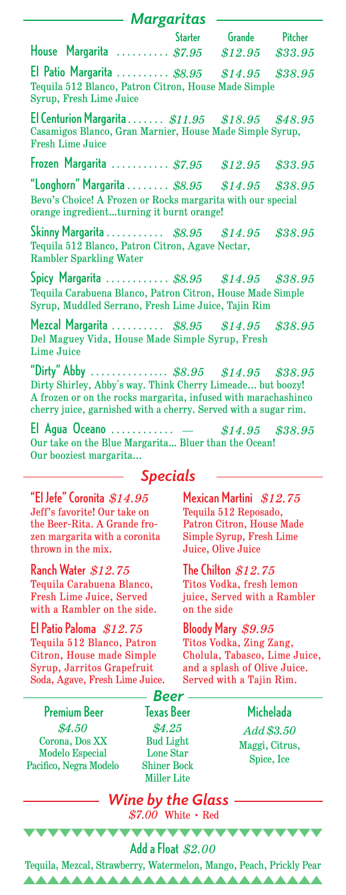## Margaritas

| | Starter | Grande | Pitcher |
|---|---|---|---|
| **House Margarita** | $7.95 | $12.95 | $33.95 |
| **El Patio Margarita** | $8.95 | $14.95 | $38.95 |
| **El Centurion Margarita** | $11.95 | $18.95 | $48.95 |
| **Frozen Margarita** | $7.95 | $12.95 | $33.95 |
| **"Longhorn" Margarita** | $8.95 | $14.95 | $38.95 |
| **Skinny Margarita** | $8.95 | $14.95 | $38.95 |
| **Spicy Margarita** | $8.95 | $14.95 | $38.95 |
| **Mezcal Margarita** | $8.95 | $14.95 | $38.95 |
| **"Dirty" Abby** | $8.95 | $14.95 | $38.95 |
| **El Agua Oceano** | — | $14.95 | $38.95 |

**House Margarita** ........ *$7.95* *$12.95* *$33.95*

**El Patio Margarita** ........ *$8.95* *$14.95* *$38.95*
Tequila 512 Blanco, Patron Citron, House Made Simple Syrup, Fresh Lime Juice

**El Centurion Margarita** ........ *$11.95* *$18.95* *$48.95*
Casamigos Blanco, Gran Marnier, House Made Simple Syrup, Fresh Lime Juice

**Frozen Margarita** ........ *$7.95* *$12.95* *$33.95*

**"Longhorn" Margarita** ........ *$8.95* *$14.95* *$38.95*
Bevo's Choice! A Frozen or Rocks margarita with our special orange ingredient...turning it burnt orange!

**Skinny Margarita** ........ *$8.95* *$14.95* *$38.95*
Tequila 512 Blanco, Patron Citron, Agave Nectar, Rambler Sparkling Water

**Spicy Margarita** ........ *$8.95* *$14.95* *$38.95*
Tequila Carabuena Blanco, Patron Citron, House Made Simple Syrup, Muddled Serrano, Fresh Lime Juice, Tajin Rim

**Mezcal Margarita** ........ *$8.95* *$14.95* *$38.95*
Del Maguey Vida, House Made Simple Syrup, Fresh Lime Juice

**"Dirty" Abby** ........ *$8.95* *$14.95* *$38.95*
Dirty Shirley, Abby's way. Think Cherry Limeade... but boozy! A frozen or on the rocks margarita, infused with marachashinco cherry juice, garnished with a cherry. Served with a sugar rim.

**El Agua Oceano** ........ — *$14.95* *$38.95*
Our take on the Blue Margarita... Bluer than the Ocean! Our booziest margarita...

## Specials

**"El Jefe" Coronita** *$14.95*
Jeff's favorite! Our take on the Beer-Rita. A Grande frozen margarita with a coronita thrown in the mix.

**Ranch Water** *$12.75*
Tequila Carabuena Blanco, Fresh Lime Juice, Served with a Rambler on the side.

**El Patio Paloma** *$12.75*
Tequila 512 Blanco, Patron Citron, House made Simple Syrup, Jarritos Grapefruit Soda, Agave, Fresh Lime Juice.

**Mexican Martini** *$12.75*
Tequila 512 Reposado, Patron Citron, House Made Simple Syrup, Fresh Lime Juice, Olive Juice

**The Chilton** *$12.75*
Titos Vodka, fresh lemon juice, Served with a Rambler on the side

**Bloody Mary** *$9.95*
Titos Vodka, Zing Zang, Cholula, Tabasco, Lime Juice, and a splash of Olive Juice. Served with a Tajin Rim.

## Beer

**Premium Beer**
*$4.50*
Corona, Dos XX
Modelo Especial
Pacifico, Negra Modelo

**Texas Beer**
*$4.25*
Bud Light
Lone Star
Shiner Bock
Miller Lite

**Michelada**
*Add $3.50*
Maggi, Citrus, Spice, Ice

## Wine by the Glass

*$7.00* White • Red

**Add a Float** *$2.00*
Tequila, Mezcal, Strawberry, Watermelon, Mango, Peach, Prickly Pear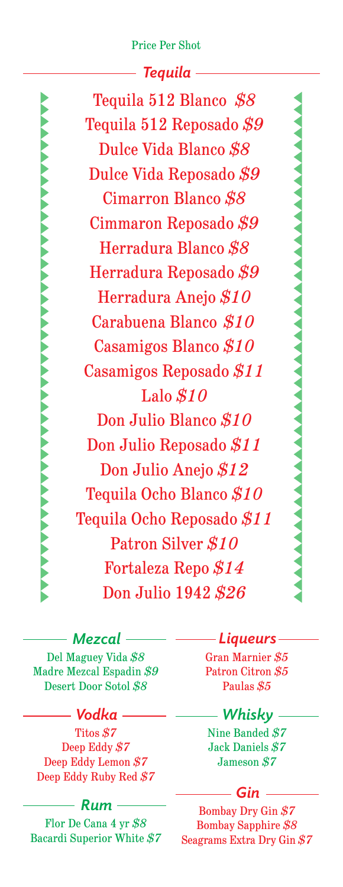Price Per Shot

## Tequila

Tequila 512 Blanco *$8*
Tequila 512 Reposado *$9*
Dulce Vida Blanco *$8*
Dulce Vida Reposado *$9*
Cimarron Blanco *$8*
Cimmaron Reposado *$9*
Herradura Blanco *$8*
Herradura Reposado *$9*
Herradura Anejo *$10*
Carabuena Blanco *$10*
Casamigos Blanco *$10*
Casamigos Reposado *$11*
Lalo *$10*
Don Julio Blanco *$10*
Don Julio Reposado *$11*
Don Julio Anejo *$12*
Tequila Ocho Blanco *$10*
Tequila Ocho Reposado *$11*
Patron Silver *$10*
Fortaleza Repo *$14*
Don Julio 1942 *$26*

## Mezcal

Del Maguey Vida *$8*
Madre Mezcal Espadin *$9*
Desert Door Sotol *$8*

## Vodka

Titos *$7*
Deep Eddy *$7*
Deep Eddy Lemon *$7*
Deep Eddy Ruby Red *$7*

## Rum

Flor De Cana 4 yr *$8*
Bacardi Superior White *$7*

## Liqueurs

Gran Marnier *$5*
Patron Citron *$5*
Paulas *$5*

## Whisky

Nine Banded *$7*
Jack Daniels *$7*
Jameson *$7*

## Gin

Bombay Dry Gin *$7*
Bombay Sapphire *$8*
Seagrams Extra Dry Gin *$7*